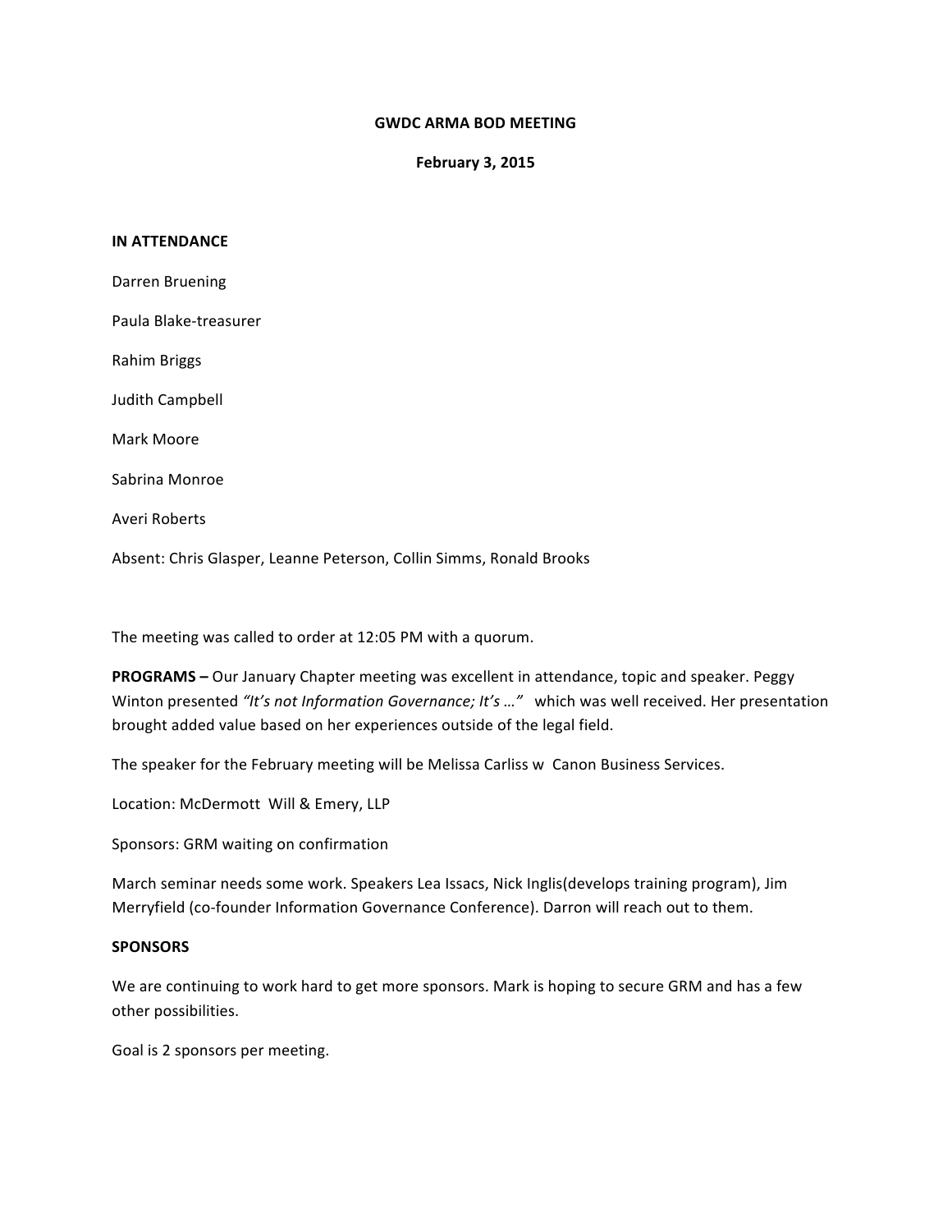# GWDC ARMA BOD MEETING

**February 3, 2015**

**IN ATTENDANCE**

Darren Bruening

Paula Blake-treasurer

Rahim Briggs

Judith Campbell

Mark Moore

Sabrina Monroe

Averi Roberts

Absent: Chris Glasper, Leanne Peterson, Collin Simms, Ronald Brooks

The meeting was called to order at 12:05 PM with a quorum.

**PROGRAMS –** Our January Chapter meeting was excellent in attendance, topic and speaker. Peggy Winton presented *"It's not Information Governance; It's …"* which was well received. Her presentation brought added value based on her experiences outside of the legal field.

The speaker for the February meeting will be Melissa Carliss w Canon Business Services.

Location: McDermott Will & Emery, LLP

Sponsors: GRM waiting on confirmation

March seminar needs some work. Speakers Lea Issacs, Nick Inglis(develops training program), Jim Merryfield (co-founder Information Governance Conference). Darron will reach out to them.

**SPONSORS**

We are continuing to work hard to get more sponsors. Mark is hoping to secure GRM and has a few other possibilities.

Goal is 2 sponsors per meeting.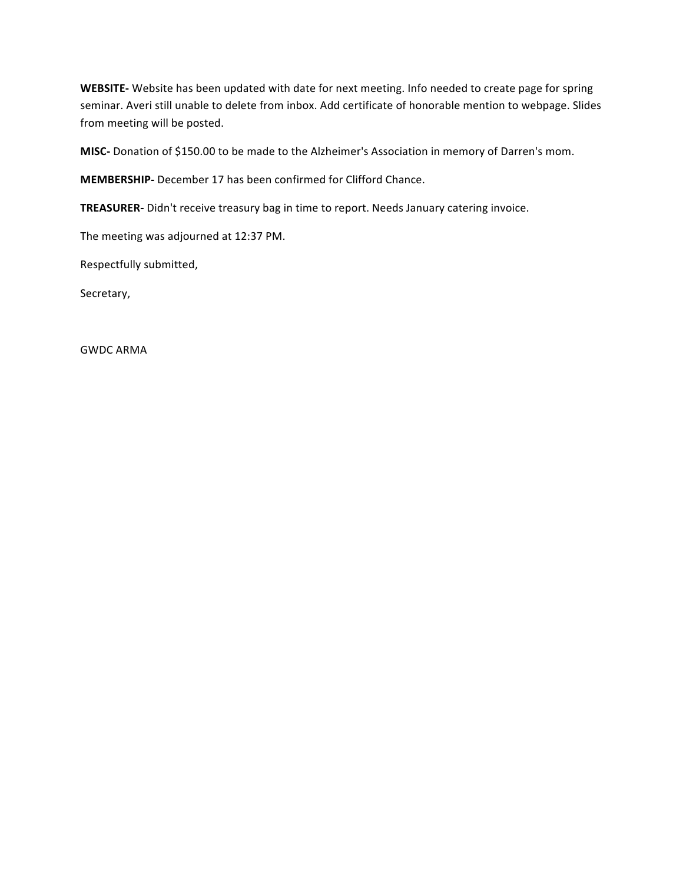**WEBSITE-** Website has been updated with date for next meeting. Info needed to create page for spring seminar. Averi still unable to delete from inbox. Add certificate of honorable mention to webpage. Slides from meeting will be posted.

**MISC-** Donation of $150.00 to be made to the Alzheimer's Association in memory of Darren's mom.

**MEMBERSHIP-** December 17 has been confirmed for Clifford Chance.

**TREASURER-** Didn't receive treasury bag in time to report. Needs January catering invoice.

The meeting was adjourned at 12:37 PM.

Respectfully submitted,

Secretary,

GWDC ARMA